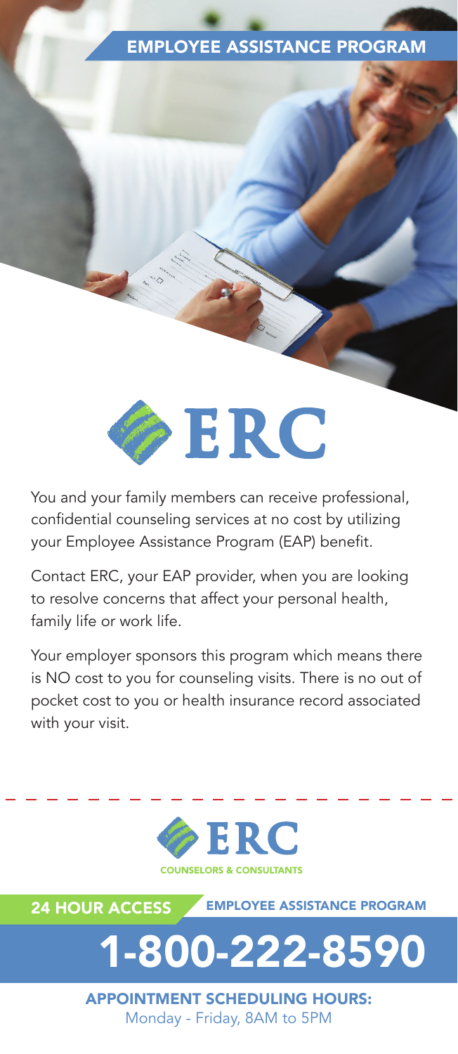# EMPLOYEE ASSISTANCE PROGRAM

ERC

You and your family members can receive professional, confidential counseling services at no cost by utilizing your Employee Assistance Program (EAP) benefit.

Contact ERC, your EAP provider, when you are looking to resolve concerns that affect your personal health, family life or work life.

Your employer sponsors this program which means there is NO cost to you for counseling visits. There is no out of pocket cost to you or health insurance record associated with your visit.

---

ERC

COUNSELORS & CONSULTANTS

**24 HOUR ACCESS** — EMPLOYEE ASSISTANCE PROGRAM

# 1-800-222-8590

**APPOINTMENT SCHEDULING HOURS:**
Monday - Friday, 8AM to 5PM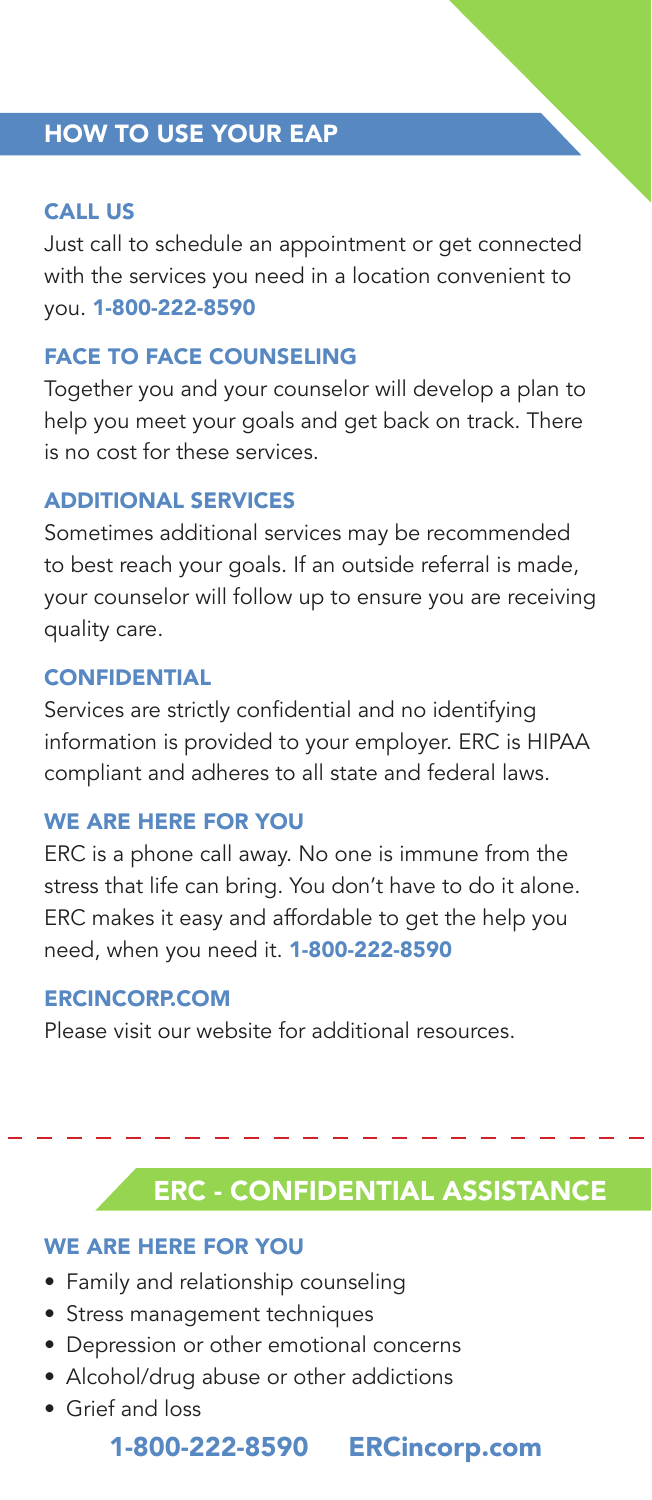## HOW TO USE YOUR EAP

### CALL US

Just call to schedule an appointment or get connected with the services you need in a location convenient to you. **1-800-222-8590**

### FACE TO FACE COUNSELING

Together you and your counselor will develop a plan to help you meet your goals and get back on track. There is no cost for these services.

### ADDITIONAL SERVICES

Sometimes additional services may be recommended to best reach your goals. If an outside referral is made, your counselor will follow up to ensure you are receiving quality care.

### CONFIDENTIAL

Services are strictly confidential and no identifying information is provided to your employer. ERC is HIPAA compliant and adheres to all state and federal laws.

### WE ARE HERE FOR YOU

ERC is a phone call away. No one is immune from the stress that life can bring. You don't have to do it alone. ERC makes it easy and affordable to get the help you need, when you need it. **1-800-222-8590**

### ERCINCORP.COM

Please visit our website for additional resources.

---

## ERC - CONFIDENTIAL ASSISTANCE

### WE ARE HERE FOR YOU

- Family and relationship counseling
- Stress management techniques
- Depression or other emotional concerns
- Alcohol/drug abuse or other addictions
- Grief and loss

**1-800-222-8590** **ERCincorp.com**